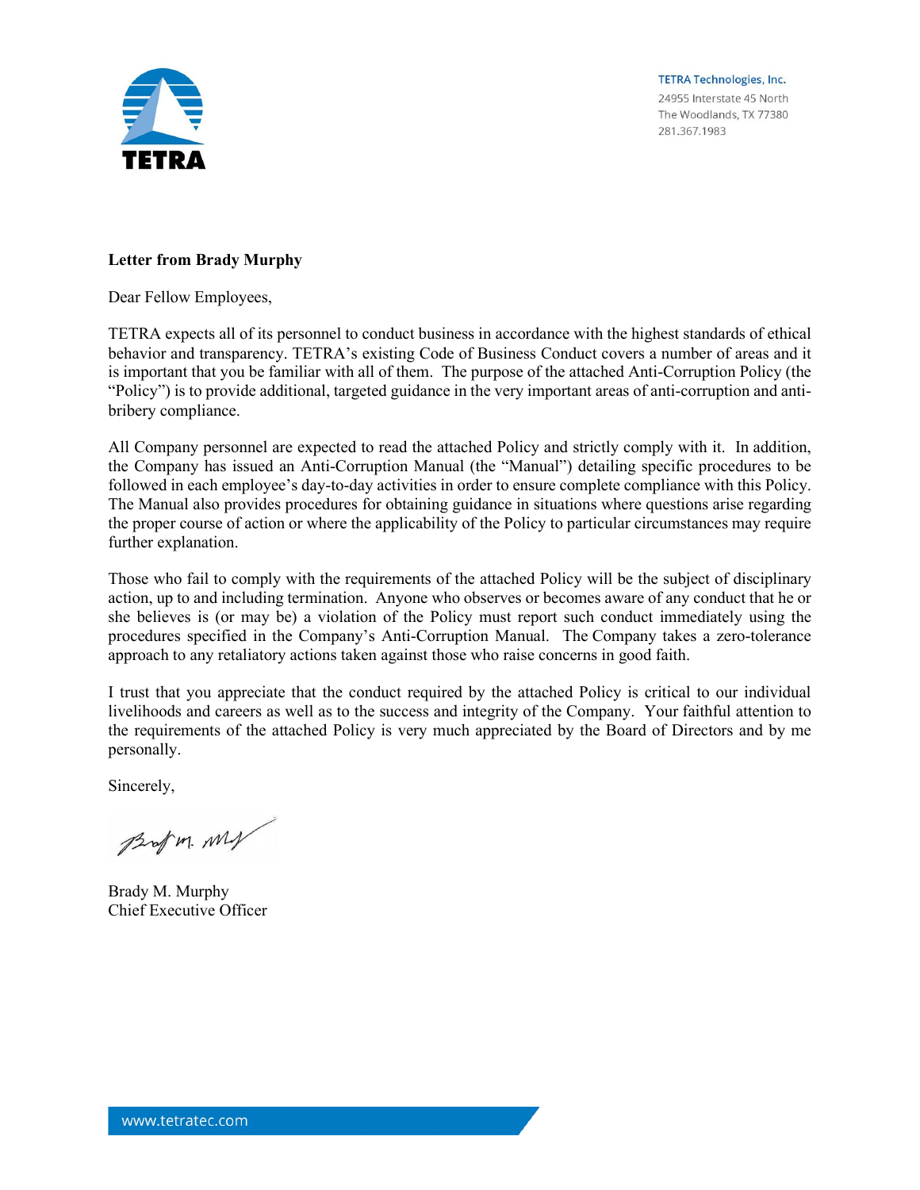TETRA Technologies, Inc.
24955 Interstate 45 North
The Woodlands, TX 77380
281.367.1983

**Letter from Brady Murphy**

Dear Fellow Employees,

TETRA expects all of its personnel to conduct business in accordance with the highest standards of ethical behavior and transparency. TETRA's existing Code of Business Conduct covers a number of areas and it is important that you be familiar with all of them. The purpose of the attached Anti-Corruption Policy (the "Policy") is to provide additional, targeted guidance in the very important areas of anti-corruption and anti-bribery compliance.

All Company personnel are expected to read the attached Policy and strictly comply with it. In addition, the Company has issued an Anti-Corruption Manual (the "Manual") detailing specific procedures to be followed in each employee's day-to-day activities in order to ensure complete compliance with this Policy. The Manual also provides procedures for obtaining guidance in situations where questions arise regarding the proper course of action or where the applicability of the Policy to particular circumstances may require further explanation.

Those who fail to comply with the requirements of the attached Policy will be the subject of disciplinary action, up to and including termination. Anyone who observes or becomes aware of any conduct that he or she believes is (or may be) a violation of the Policy must report such conduct immediately using the procedures specified in the Company's Anti-Corruption Manual. The Company takes a zero-tolerance approach to any retaliatory actions taken against those who raise concerns in good faith.

I trust that you appreciate that the conduct required by the attached Policy is critical to our individual livelihoods and careers as well as to the success and integrity of the Company. Your faithful attention to the requirements of the attached Policy is very much appreciated by the Board of Directors and by me personally.

Sincerely,

Brady M. Murphy
Chief Executive Officer

www.tetratec.com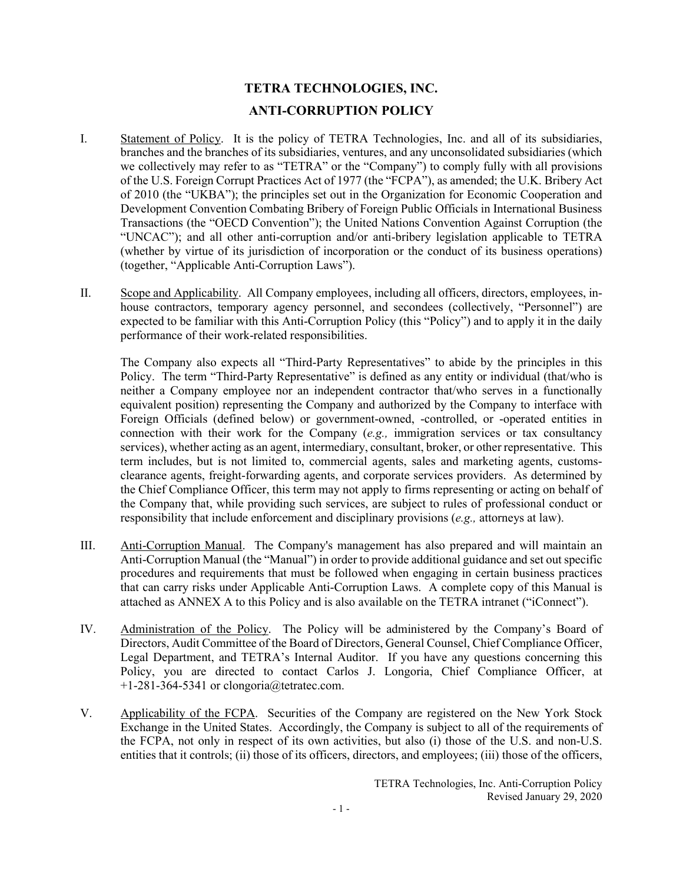# TETRA TECHNOLOGIES, INC.

# ANTI-CORRUPTION POLICY

I. Statement of Policy. It is the policy of TETRA Technologies, Inc. and all of its subsidiaries, branches and the branches of its subsidiaries, ventures, and any unconsolidated subsidiaries (which we collectively may refer to as "TETRA" or the "Company") to comply fully with all provisions of the U.S. Foreign Corrupt Practices Act of 1977 (the "FCPA"), as amended; the U.K. Bribery Act of 2010 (the "UKBA"); the principles set out in the Organization for Economic Cooperation and Development Convention Combating Bribery of Foreign Public Officials in International Business Transactions (the "OECD Convention"); the United Nations Convention Against Corruption (the "UNCAC"); and all other anti-corruption and/or anti-bribery legislation applicable to TETRA (whether by virtue of its jurisdiction of incorporation or the conduct of its business operations) (together, "Applicable Anti-Corruption Laws").

II. Scope and Applicability. All Company employees, including all officers, directors, employees, in-house contractors, temporary agency personnel, and secondees (collectively, "Personnel") are expected to be familiar with this Anti-Corruption Policy (this "Policy") and to apply it in the daily performance of their work-related responsibilities.

The Company also expects all "Third-Party Representatives" to abide by the principles in this Policy. The term "Third-Party Representative" is defined as any entity or individual (that/who is neither a Company employee nor an independent contractor that/who serves in a functionally equivalent position) representing the Company and authorized by the Company to interface with Foreign Officials (defined below) or government-owned, -controlled, or -operated entities in connection with their work for the Company (*e.g.,* immigration services or tax consultancy services), whether acting as an agent, intermediary, consultant, broker, or other representative. This term includes, but is not limited to, commercial agents, sales and marketing agents, customs-clearance agents, freight-forwarding agents, and corporate services providers. As determined by the Chief Compliance Officer, this term may not apply to firms representing or acting on behalf of the Company that, while providing such services, are subject to rules of professional conduct or responsibility that include enforcement and disciplinary provisions (*e.g.,* attorneys at law).

III. Anti-Corruption Manual. The Company's management has also prepared and will maintain an Anti-Corruption Manual (the "Manual") in order to provide additional guidance and set out specific procedures and requirements that must be followed when engaging in certain business practices that can carry risks under Applicable Anti-Corruption Laws. A complete copy of this Manual is attached as ANNEX A to this Policy and is also available on the TETRA intranet ("iConnect").

IV. Administration of the Policy. The Policy will be administered by the Company's Board of Directors, Audit Committee of the Board of Directors, General Counsel, Chief Compliance Officer, Legal Department, and TETRA's Internal Auditor. If you have any questions concerning this Policy, you are directed to contact Carlos J. Longoria, Chief Compliance Officer, at +1-281-364-5341 or clongoria@tetratec.com.

V. Applicability of the FCPA. Securities of the Company are registered on the New York Stock Exchange in the United States. Accordingly, the Company is subject to all of the requirements of the FCPA, not only in respect of its own activities, but also (i) those of the U.S. and non-U.S. entities that it controls; (ii) those of its officers, directors, and employees; (iii) those of the officers,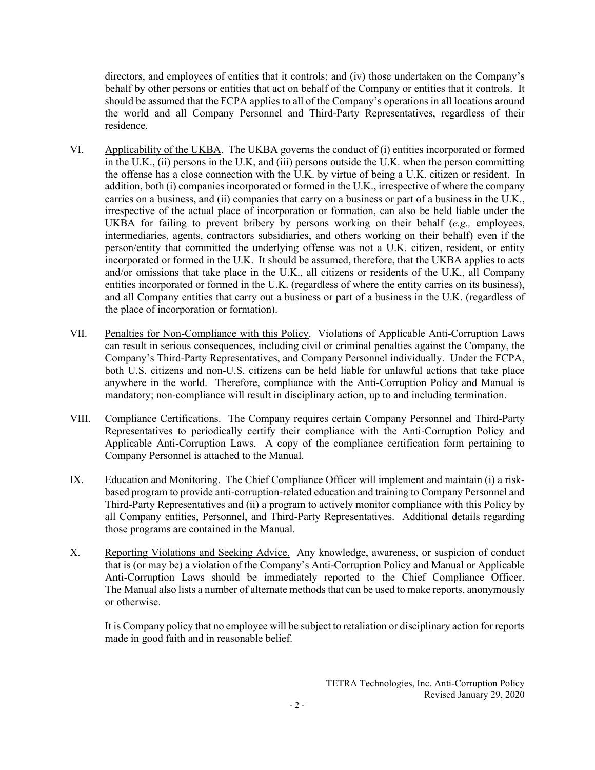directors, and employees of entities that it controls; and (iv) those undertaken on the Company's behalf by other persons or entities that act on behalf of the Company or entities that it controls. It should be assumed that the FCPA applies to all of the Company's operations in all locations around the world and all Company Personnel and Third-Party Representatives, regardless of their residence.

VI. Applicability of the UKBA. The UKBA governs the conduct of (i) entities incorporated or formed in the U.K., (ii) persons in the U.K, and (iii) persons outside the U.K. when the person committing the offense has a close connection with the U.K. by virtue of being a U.K. citizen or resident. In addition, both (i) companies incorporated or formed in the U.K., irrespective of where the company carries on a business, and (ii) companies that carry on a business or part of a business in the U.K., irrespective of the actual place of incorporation or formation, can also be held liable under the UKBA for failing to prevent bribery by persons working on their behalf (*e.g.,* employees, intermediaries, agents, contractors subsidiaries, and others working on their behalf) even if the person/entity that committed the underlying offense was not a U.K. citizen, resident, or entity incorporated or formed in the U.K. It should be assumed, therefore, that the UKBA applies to acts and/or omissions that take place in the U.K., all citizens or residents of the U.K., all Company entities incorporated or formed in the U.K. (regardless of where the entity carries on its business), and all Company entities that carry out a business or part of a business in the U.K. (regardless of the place of incorporation or formation).

VII. Penalties for Non-Compliance with this Policy. Violations of Applicable Anti-Corruption Laws can result in serious consequences, including civil or criminal penalties against the Company, the Company's Third-Party Representatives, and Company Personnel individually. Under the FCPA, both U.S. citizens and non-U.S. citizens can be held liable for unlawful actions that take place anywhere in the world. Therefore, compliance with the Anti-Corruption Policy and Manual is mandatory; non-compliance will result in disciplinary action, up to and including termination.

VIII. Compliance Certifications. The Company requires certain Company Personnel and Third-Party Representatives to periodically certify their compliance with the Anti-Corruption Policy and Applicable Anti-Corruption Laws. A copy of the compliance certification form pertaining to Company Personnel is attached to the Manual.

IX. Education and Monitoring. The Chief Compliance Officer will implement and maintain (i) a risk-based program to provide anti-corruption-related education and training to Company Personnel and Third-Party Representatives and (ii) a program to actively monitor compliance with this Policy by all Company entities, Personnel, and Third-Party Representatives. Additional details regarding those programs are contained in the Manual.

X. Reporting Violations and Seeking Advice. Any knowledge, awareness, or suspicion of conduct that is (or may be) a violation of the Company's Anti-Corruption Policy and Manual or Applicable Anti-Corruption Laws should be immediately reported to the Chief Compliance Officer. The Manual also lists a number of alternate methods that can be used to make reports, anonymously or otherwise.

It is Company policy that no employee will be subject to retaliation or disciplinary action for reports made in good faith and in reasonable belief.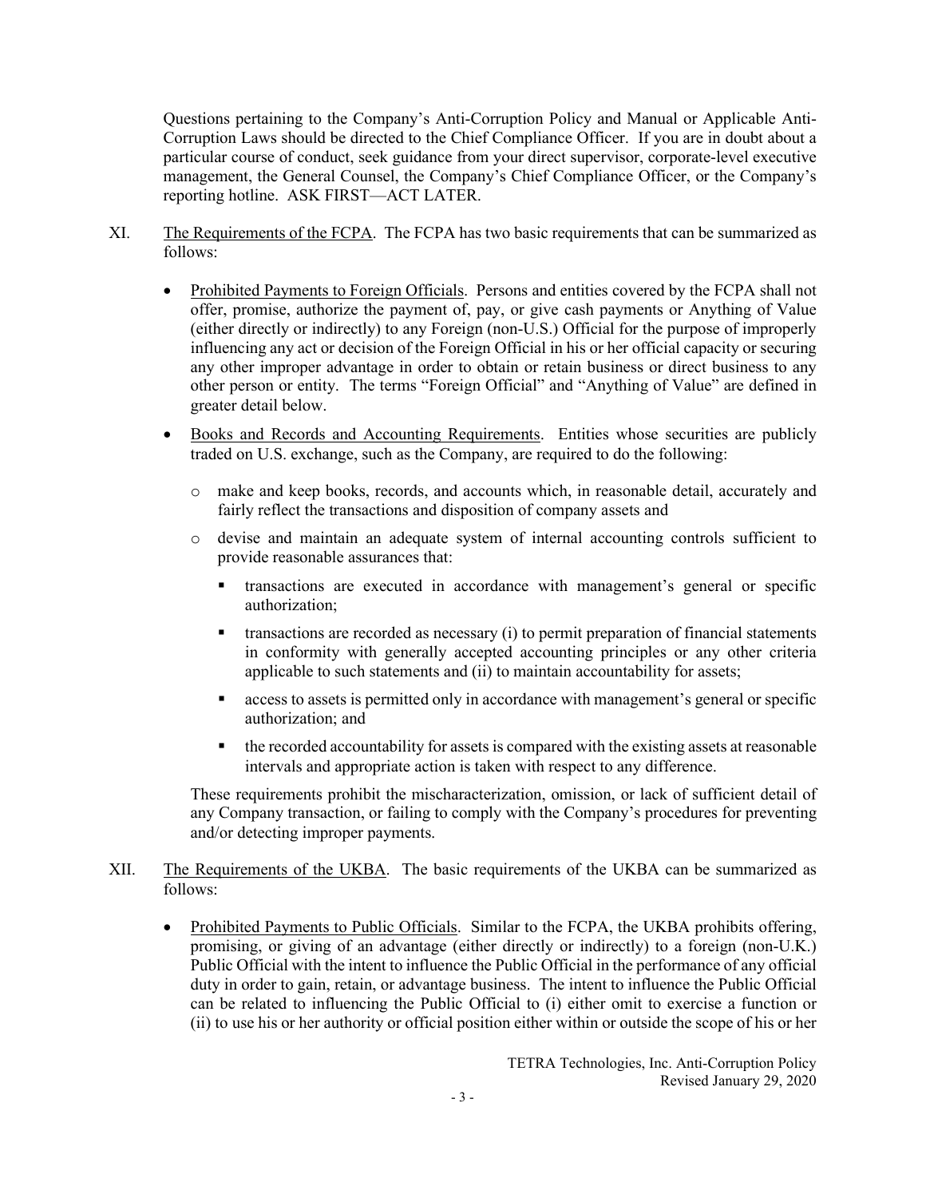Questions pertaining to the Company's Anti-Corruption Policy and Manual or Applicable Anti-Corruption Laws should be directed to the Chief Compliance Officer. If you are in doubt about a particular course of conduct, seek guidance from your direct supervisor, corporate-level executive management, the General Counsel, the Company's Chief Compliance Officer, or the Company's reporting hotline. ASK FIRST—ACT LATER.

XI. The Requirements of the FCPA. The FCPA has two basic requirements that can be summarized as follows:

- Prohibited Payments to Foreign Officials. Persons and entities covered by the FCPA shall not offer, promise, authorize the payment of, pay, or give cash payments or Anything of Value (either directly or indirectly) to any Foreign (non-U.S.) Official for the purpose of improperly influencing any act or decision of the Foreign Official in his or her official capacity or securing any other improper advantage in order to obtain or retain business or direct business to any other person or entity. The terms "Foreign Official" and "Anything of Value" are defined in greater detail below.

- Books and Records and Accounting Requirements. Entities whose securities are publicly traded on U.S. exchange, such as the Company, are required to do the following:

  - make and keep books, records, and accounts which, in reasonable detail, accurately and fairly reflect the transactions and disposition of company assets and
  - devise and maintain an adequate system of internal accounting controls sufficient to provide reasonable assurances that:
    - transactions are executed in accordance with management's general or specific authorization;
    - transactions are recorded as necessary (i) to permit preparation of financial statements in conformity with generally accepted accounting principles or any other criteria applicable to such statements and (ii) to maintain accountability for assets;
    - access to assets is permitted only in accordance with management's general or specific authorization; and
    - the recorded accountability for assets is compared with the existing assets at reasonable intervals and appropriate action is taken with respect to any difference.

  These requirements prohibit the mischaracterization, omission, or lack of sufficient detail of any Company transaction, or failing to comply with the Company's procedures for preventing and/or detecting improper payments.

XII. The Requirements of the UKBA. The basic requirements of the UKBA can be summarized as follows:

- Prohibited Payments to Public Officials. Similar to the FCPA, the UKBA prohibits offering, promising, or giving of an advantage (either directly or indirectly) to a foreign (non-U.K.) Public Official with the intent to influence the Public Official in the performance of any official duty in order to gain, retain, or advantage business. The intent to influence the Public Official can be related to influencing the Public Official to (i) either omit to exercise a function or (ii) to use his or her authority or official position either within or outside the scope of his or her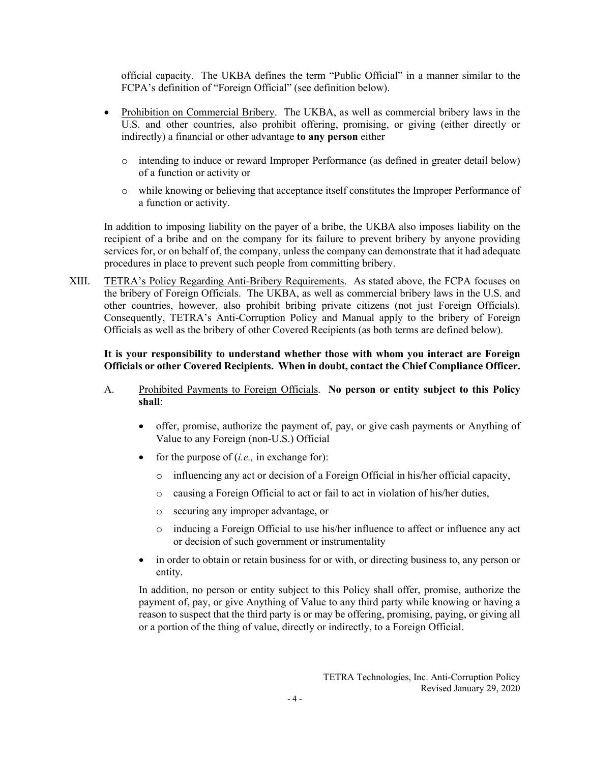official capacity. The UKBA defines the term "Public Official" in a manner similar to the FCPA's definition of "Foreign Official" (see definition below).

- Prohibition on Commercial Bribery. The UKBA, as well as commercial bribery laws in the U.S. and other countries, also prohibit offering, promising, or giving (either directly or indirectly) a financial or other advantage **to any person** either
  - intending to induce or reward Improper Performance (as defined in greater detail below) of a function or activity or
  - while knowing or believing that acceptance itself constitutes the Improper Performance of a function or activity.

In addition to imposing liability on the payer of a bribe, the UKBA also imposes liability on the recipient of a bribe and on the company for its failure to prevent bribery by anyone providing services for, or on behalf of, the company, unless the company can demonstrate that it had adequate procedures in place to prevent such people from committing bribery.

XIII. TETRA's Policy Regarding Anti-Bribery Requirements. As stated above, the FCPA focuses on the bribery of Foreign Officials. The UKBA, as well as commercial bribery laws in the U.S. and other countries, however, also prohibit bribing private citizens (not just Foreign Officials). Consequently, TETRA's Anti-Corruption Policy and Manual apply to the bribery of Foreign Officials as well as the bribery of other Covered Recipients (as both terms are defined below).

**It is your responsibility to understand whether those with whom you interact are Foreign Officials or other Covered Recipients. When in doubt, contact the Chief Compliance Officer.**

A. Prohibited Payments to Foreign Officials. **No person or entity subject to this Policy shall**:

- offer, promise, authorize the payment of, pay, or give cash payments or Anything of Value to any Foreign (non-U.S.) Official
- for the purpose of (*i.e.,* in exchange for):
  - influencing any act or decision of a Foreign Official in his/her official capacity,
  - causing a Foreign Official to act or fail to act in violation of his/her duties,
  - securing any improper advantage, or
  - inducing a Foreign Official to use his/her influence to affect or influence any act or decision of such government or instrumentality
- in order to obtain or retain business for or with, or directing business to, any person or entity.

In addition, no person or entity subject to this Policy shall offer, promise, authorize the payment of, pay, or give Anything of Value to any third party while knowing or having a reason to suspect that the third party is or may be offering, promising, paying, or giving all or a portion of the thing of value, directly or indirectly, to a Foreign Official.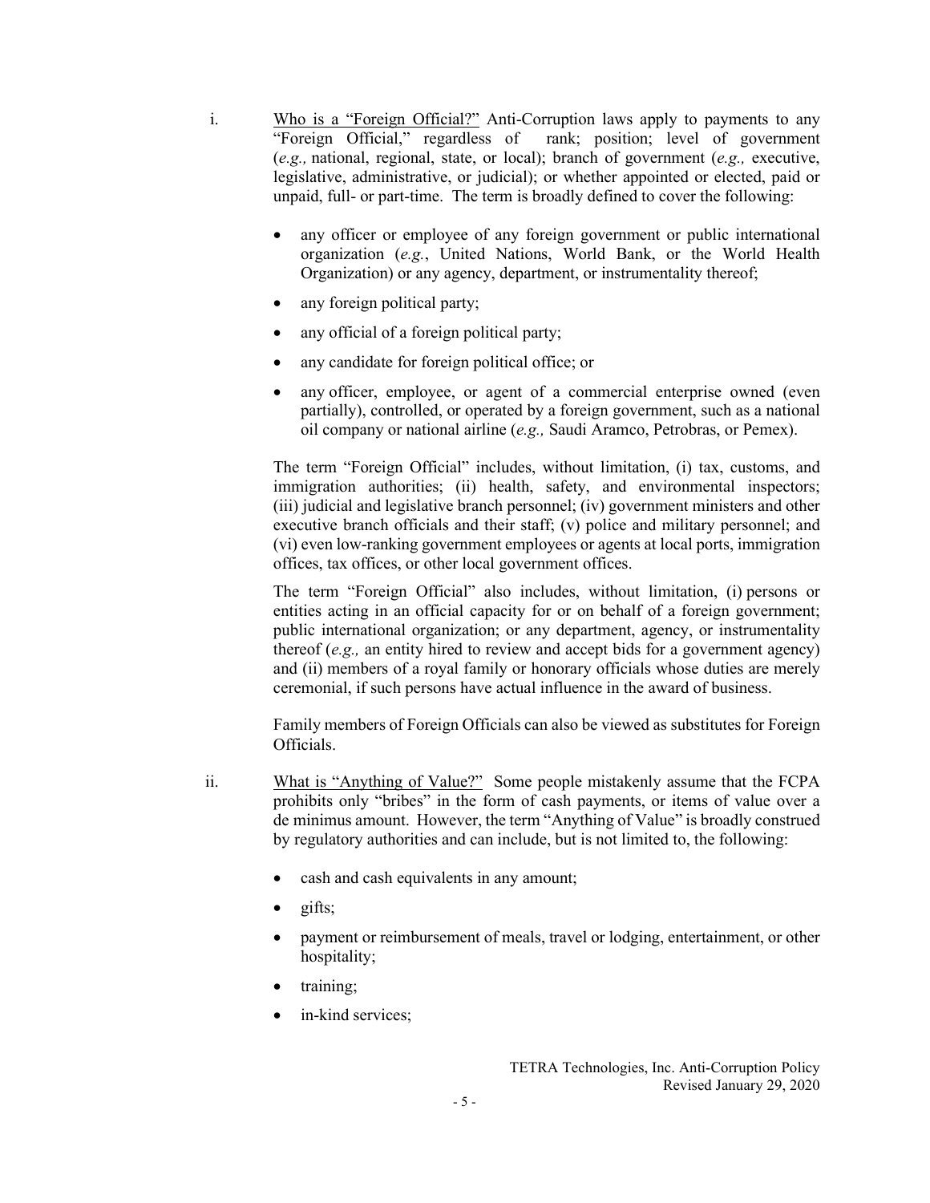i. <u>Who is a "Foreign Official?"</u> Anti-Corruption laws apply to payments to any "Foreign Official," regardless of rank; position; level of government (*e.g.,* national, regional, state, or local); branch of government (*e.g.,* executive, legislative, administrative, or judicial); or whether appointed or elected, paid or unpaid, full- or part-time. The term is broadly defined to cover the following:

- any officer or employee of any foreign government or public international organization (*e.g.*, United Nations, World Bank, or the World Health Organization) or any agency, department, or instrumentality thereof;
- any foreign political party;
- any official of a foreign political party;
- any candidate for foreign political office; or
- any officer, employee, or agent of a commercial enterprise owned (even partially), controlled, or operated by a foreign government, such as a national oil company or national airline (*e.g.,* Saudi Aramco, Petrobras, or Pemex).

The term "Foreign Official" includes, without limitation, (i) tax, customs, and immigration authorities; (ii) health, safety, and environmental inspectors; (iii) judicial and legislative branch personnel; (iv) government ministers and other executive branch officials and their staff; (v) police and military personnel; and (vi) even low-ranking government employees or agents at local ports, immigration offices, tax offices, or other local government offices.

The term "Foreign Official" also includes, without limitation, (i) persons or entities acting in an official capacity for or on behalf of a foreign government; public international organization; or any department, agency, or instrumentality thereof (*e.g.,* an entity hired to review and accept bids for a government agency) and (ii) members of a royal family or honorary officials whose duties are merely ceremonial, if such persons have actual influence in the award of business.

Family members of Foreign Officials can also be viewed as substitutes for Foreign Officials.

ii. <u>What is "Anything of Value?"</u> Some people mistakenly assume that the FCPA prohibits only "bribes" in the form of cash payments, or items of value over a de minimus amount. However, the term "Anything of Value" is broadly construed by regulatory authorities and can include, but is not limited to, the following:

- cash and cash equivalents in any amount;
- gifts;
- payment or reimbursement of meals, travel or lodging, entertainment, or other hospitality;
- training;
- in-kind services;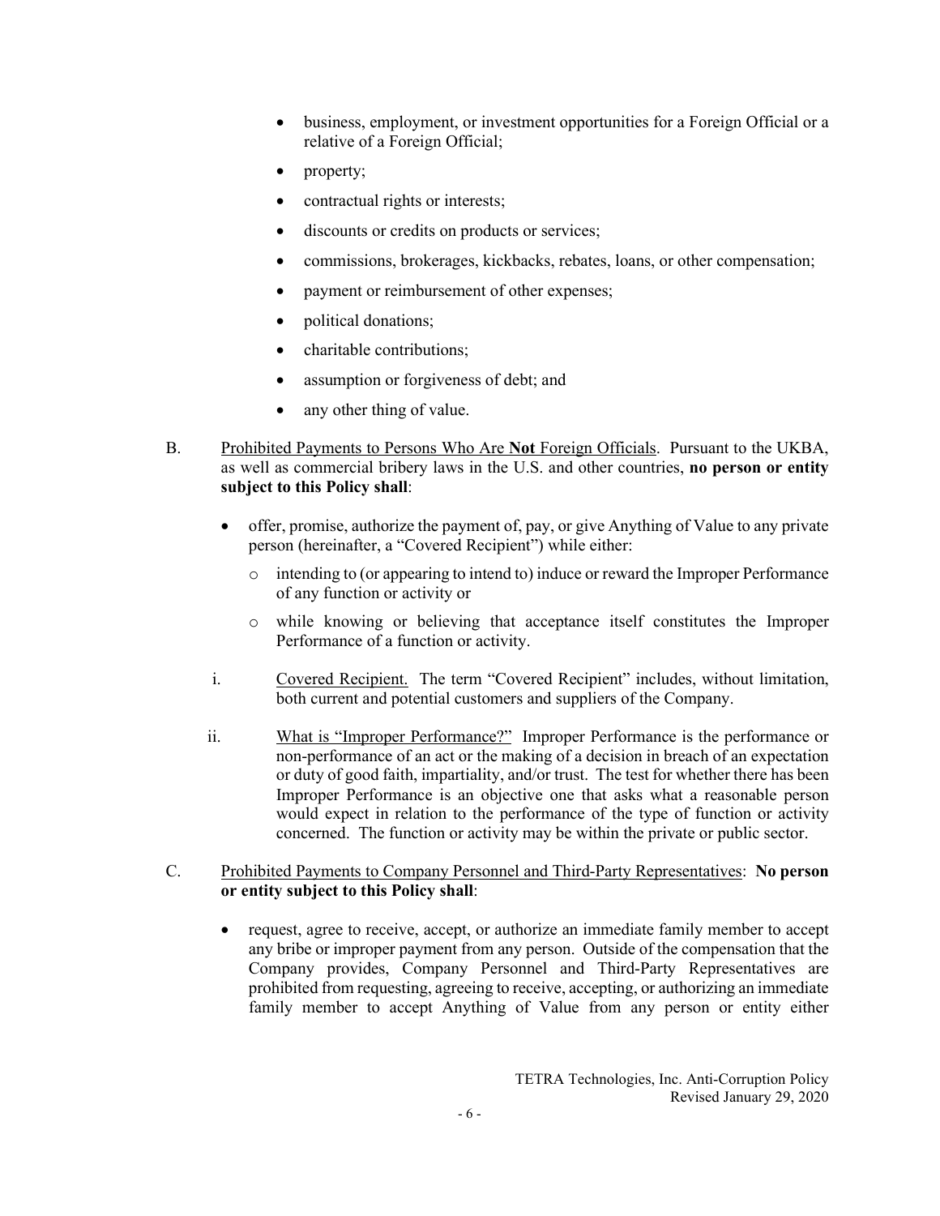- business, employment, or investment opportunities for a Foreign Official or a relative of a Foreign Official;
- property;
- contractual rights or interests;
- discounts or credits on products or services;
- commissions, brokerages, kickbacks, rebates, loans, or other compensation;
- payment or reimbursement of other expenses;
- political donations;
- charitable contributions;
- assumption or forgiveness of debt; and
- any other thing of value.

B. Prohibited Payments to Persons Who Are **Not** Foreign Officials. Pursuant to the UKBA, as well as commercial bribery laws in the U.S. and other countries, **no person or entity subject to this Policy shall**:

- offer, promise, authorize the payment of, pay, or give Anything of Value to any private person (hereinafter, a "Covered Recipient") while either:
  - intending to (or appearing to intend to) induce or reward the Improper Performance of any function or activity or
  - while knowing or believing that acceptance itself constitutes the Improper Performance of a function or activity.

i. Covered Recipient. The term "Covered Recipient" includes, without limitation, both current and potential customers and suppliers of the Company.

ii. What is "Improper Performance?" Improper Performance is the performance or non-performance of an act or the making of a decision in breach of an expectation or duty of good faith, impartiality, and/or trust. The test for whether there has been Improper Performance is an objective one that asks what a reasonable person would expect in relation to the performance of the type of function or activity concerned. The function or activity may be within the private or public sector.

C. Prohibited Payments to Company Personnel and Third-Party Representatives: **No person or entity subject to this Policy shall**:

- request, agree to receive, accept, or authorize an immediate family member to accept any bribe or improper payment from any person. Outside of the compensation that the Company provides, Company Personnel and Third-Party Representatives are prohibited from requesting, agreeing to receive, accepting, or authorizing an immediate family member to accept Anything of Value from any person or entity either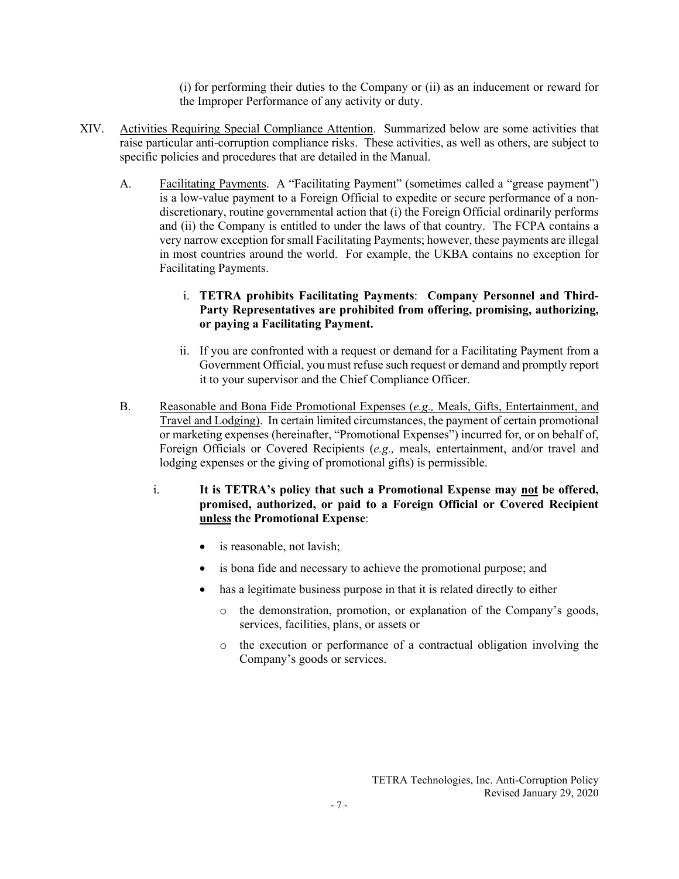(i) for performing their duties to the Company or (ii) as an inducement or reward for the Improper Performance of any activity or duty.

XIV. Activities Requiring Special Compliance Attention. Summarized below are some activities that raise particular anti-corruption compliance risks. These activities, as well as others, are subject to specific policies and procedures that are detailed in the Manual.

A. Facilitating Payments. A "Facilitating Payment" (sometimes called a "grease payment") is a low-value payment to a Foreign Official to expedite or secure performance of a non-discretionary, routine governmental action that (i) the Foreign Official ordinarily performs and (ii) the Company is entitled to under the laws of that country. The FCPA contains a very narrow exception for small Facilitating Payments; however, these payments are illegal in most countries around the world. For example, the UKBA contains no exception for Facilitating Payments.

i. **TETRA prohibits Facilitating Payments**: **Company Personnel and Third-Party Representatives are prohibited from offering, promising, authorizing, or paying a Facilitating Payment.**

ii. If you are confronted with a request or demand for a Facilitating Payment from a Government Official, you must refuse such request or demand and promptly report it to your supervisor and the Chief Compliance Officer.

B. Reasonable and Bona Fide Promotional Expenses (*e.g.,* Meals, Gifts, Entertainment, and Travel and Lodging). In certain limited circumstances, the payment of certain promotional or marketing expenses (hereinafter, "Promotional Expenses") incurred for, or on behalf of, Foreign Officials or Covered Recipients (*e.g.,* meals, entertainment, and/or travel and lodging expenses or the giving of promotional gifts) is permissible.

i. **It is TETRA's policy that such a Promotional Expense may not be offered, promised, authorized, or paid to a Foreign Official or Covered Recipient unless the Promotional Expense**:

- is reasonable, not lavish;
- is bona fide and necessary to achieve the promotional purpose; and
- has a legitimate business purpose in that it is related directly to either
  - the demonstration, promotion, or explanation of the Company's goods, services, facilities, plans, or assets or
  - the execution or performance of a contractual obligation involving the Company's goods or services.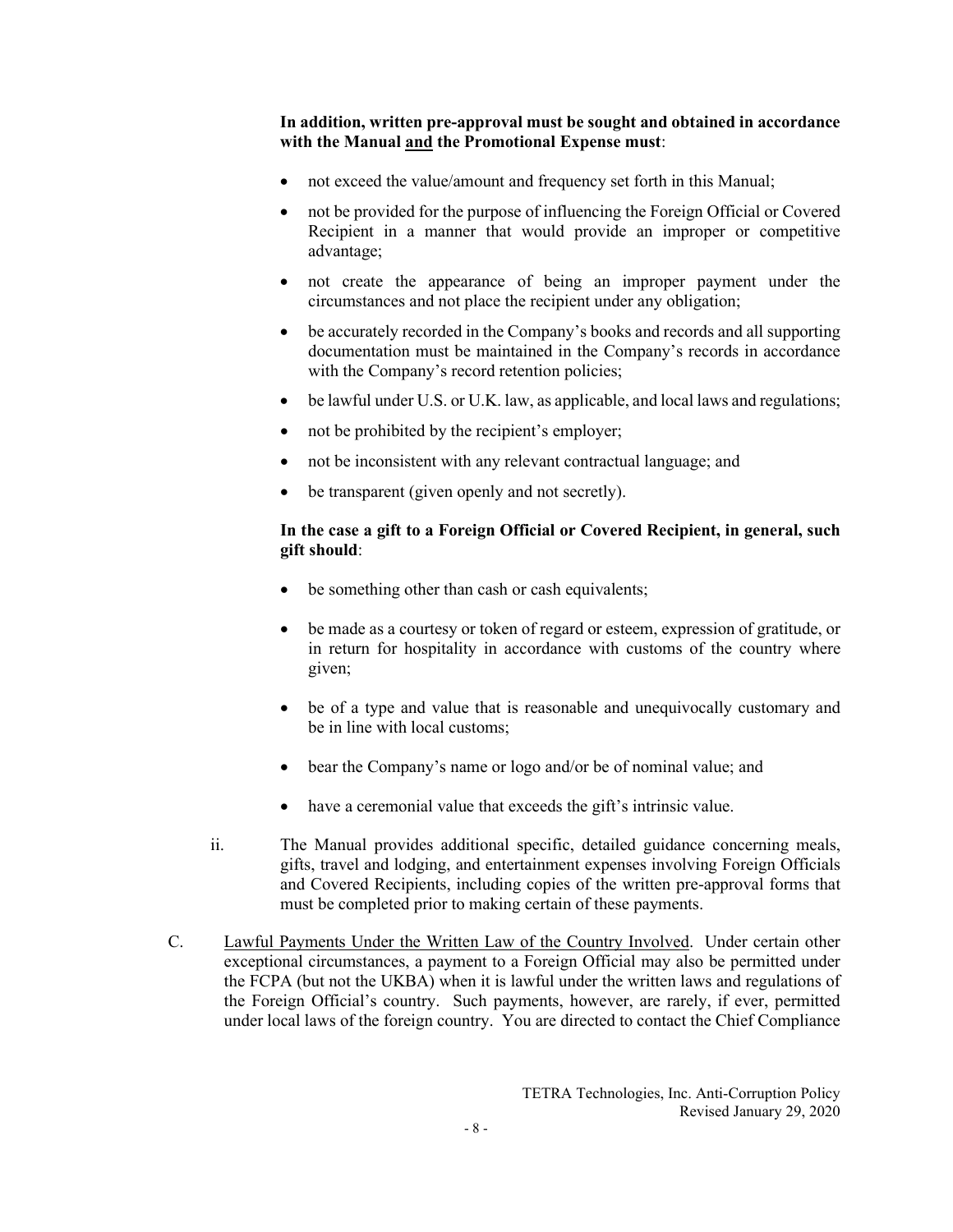**In addition, written pre-approval must be sought and obtained in accordance with the Manual <u>and</u> the Promotional Expense must**:

- not exceed the value/amount and frequency set forth in this Manual;
- not be provided for the purpose of influencing the Foreign Official or Covered Recipient in a manner that would provide an improper or competitive advantage;
- not create the appearance of being an improper payment under the circumstances and not place the recipient under any obligation;
- be accurately recorded in the Company's books and records and all supporting documentation must be maintained in the Company's records in accordance with the Company's record retention policies;
- be lawful under U.S. or U.K. law, as applicable, and local laws and regulations;
- not be prohibited by the recipient's employer;
- not be inconsistent with any relevant contractual language; and
- be transparent (given openly and not secretly).

**In the case a gift to a Foreign Official or Covered Recipient, in general, such gift should**:

- be something other than cash or cash equivalents;
- be made as a courtesy or token of regard or esteem, expression of gratitude, or in return for hospitality in accordance with customs of the country where given;
- be of a type and value that is reasonable and unequivocally customary and be in line with local customs;
- bear the Company's name or logo and/or be of nominal value; and
- have a ceremonial value that exceeds the gift's intrinsic value.

ii. The Manual provides additional specific, detailed guidance concerning meals, gifts, travel and lodging, and entertainment expenses involving Foreign Officials and Covered Recipients, including copies of the written pre-approval forms that must be completed prior to making certain of these payments.

C. <u>Lawful Payments Under the Written Law of the Country Involved</u>. Under certain other exceptional circumstances, a payment to a Foreign Official may also be permitted under the FCPA (but not the UKBA) when it is lawful under the written laws and regulations of the Foreign Official's country. Such payments, however, are rarely, if ever, permitted under local laws of the foreign country. You are directed to contact the Chief Compliance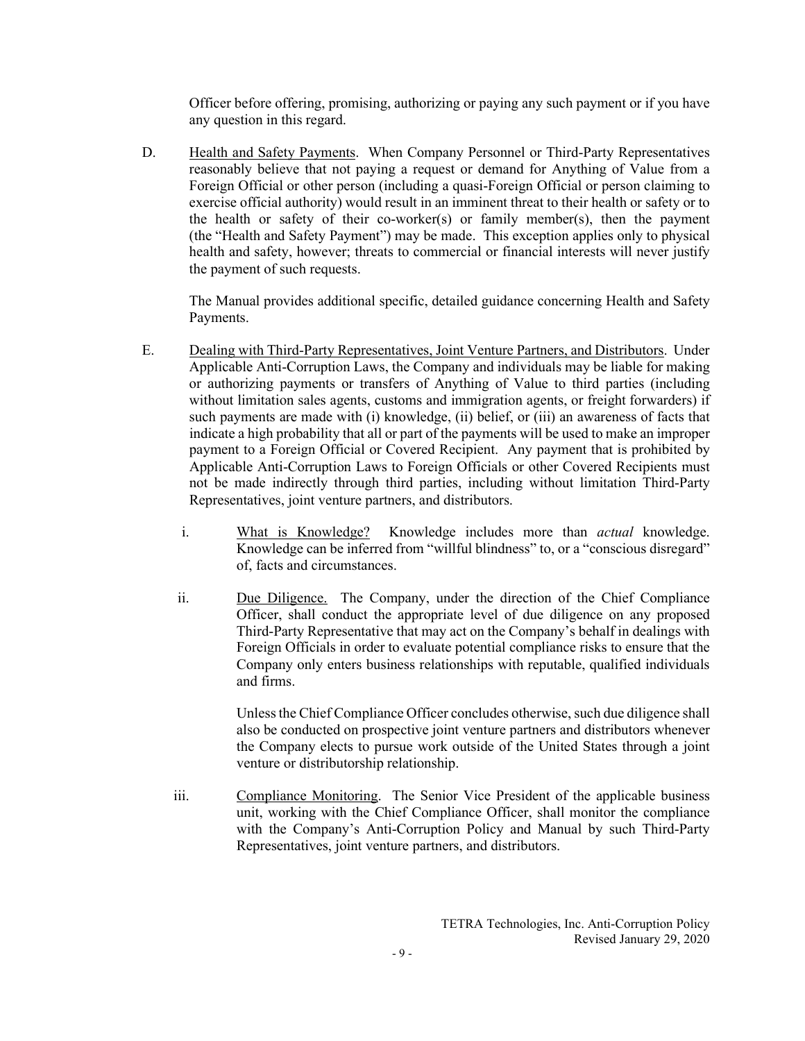Officer before offering, promising, authorizing or paying any such payment or if you have any question in this regard.

D. Health and Safety Payments. When Company Personnel or Third-Party Representatives reasonably believe that not paying a request or demand for Anything of Value from a Foreign Official or other person (including a quasi-Foreign Official or person claiming to exercise official authority) would result in an imminent threat to their health or safety or to the health or safety of their co-worker(s) or family member(s), then the payment (the "Health and Safety Payment") may be made. This exception applies only to physical health and safety, however; threats to commercial or financial interests will never justify the payment of such requests.

   The Manual provides additional specific, detailed guidance concerning Health and Safety Payments.

E. Dealing with Third-Party Representatives, Joint Venture Partners, and Distributors. Under Applicable Anti-Corruption Laws, the Company and individuals may be liable for making or authorizing payments or transfers of Anything of Value to third parties (including without limitation sales agents, customs and immigration agents, or freight forwarders) if such payments are made with (i) knowledge, (ii) belief, or (iii) an awareness of facts that indicate a high probability that all or part of the payments will be used to make an improper payment to a Foreign Official or Covered Recipient. Any payment that is prohibited by Applicable Anti-Corruption Laws to Foreign Officials or other Covered Recipients must not be made indirectly through third parties, including without limitation Third-Party Representatives, joint venture partners, and distributors.

   i. What is Knowledge? Knowledge includes more than *actual* knowledge. Knowledge can be inferred from "willful blindness" to, or a "conscious disregard" of, facts and circumstances.

   ii. Due Diligence. The Company, under the direction of the Chief Compliance Officer, shall conduct the appropriate level of due diligence on any proposed Third-Party Representative that may act on the Company's behalf in dealings with Foreign Officials in order to evaluate potential compliance risks to ensure that the Company only enters business relationships with reputable, qualified individuals and firms.

      Unless the Chief Compliance Officer concludes otherwise, such due diligence shall also be conducted on prospective joint venture partners and distributors whenever the Company elects to pursue work outside of the United States through a joint venture or distributorship relationship.

   iii. Compliance Monitoring. The Senior Vice President of the applicable business unit, working with the Chief Compliance Officer, shall monitor the compliance with the Company's Anti-Corruption Policy and Manual by such Third-Party Representatives, joint venture partners, and distributors.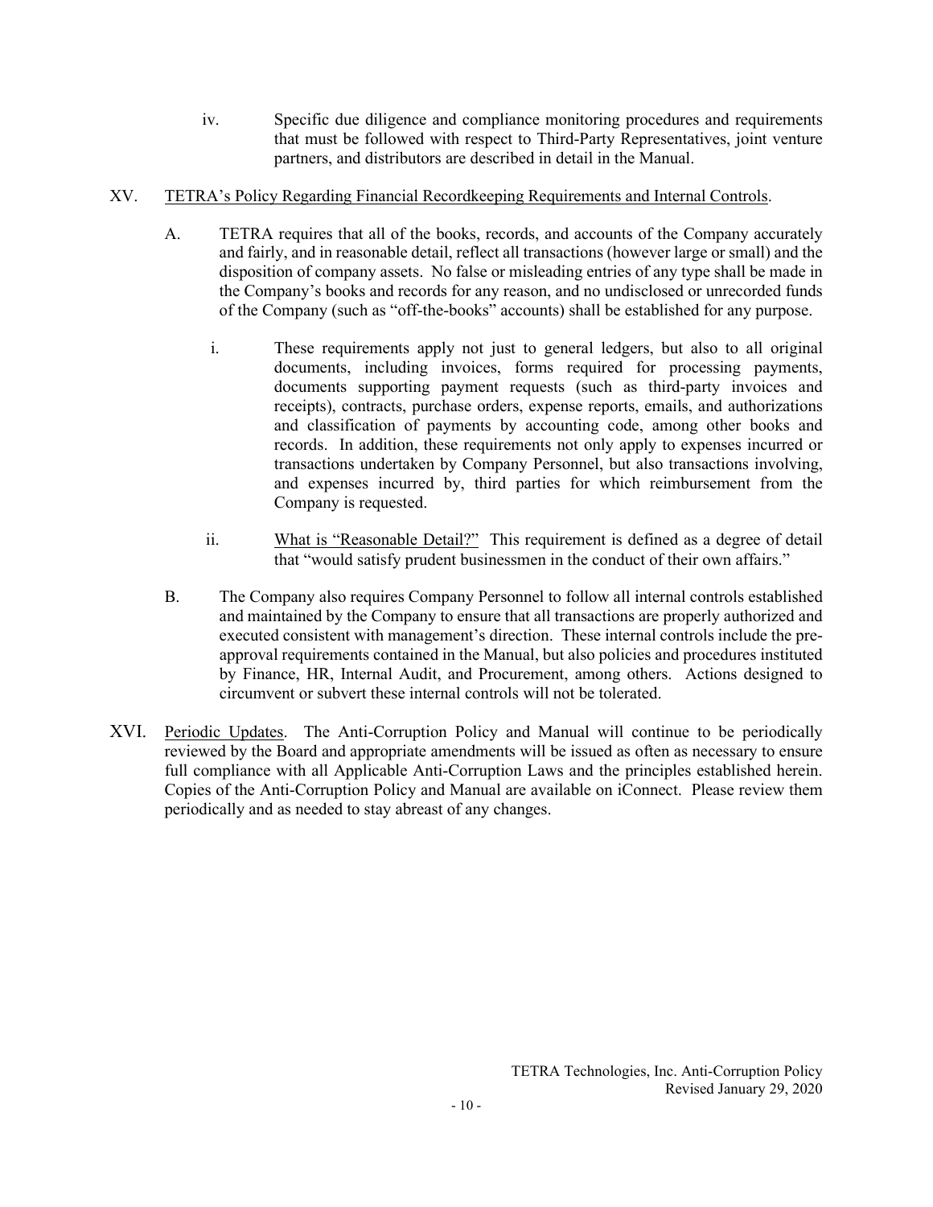iv. Specific due diligence and compliance monitoring procedures and requirements that must be followed with respect to Third-Party Representatives, joint venture partners, and distributors are described in detail in the Manual.

XV. <u>TETRA's Policy Regarding Financial Recordkeeping Requirements and Internal Controls</u>.

A. TETRA requires that all of the books, records, and accounts of the Company accurately and fairly, and in reasonable detail, reflect all transactions (however large or small) and the disposition of company assets. No false or misleading entries of any type shall be made in the Company's books and records for any reason, and no undisclosed or unrecorded funds of the Company (such as "off-the-books" accounts) shall be established for any purpose.

i. These requirements apply not just to general ledgers, but also to all original documents, including invoices, forms required for processing payments, documents supporting payment requests (such as third-party invoices and receipts), contracts, purchase orders, expense reports, emails, and authorizations and classification of payments by accounting code, among other books and records. In addition, these requirements not only apply to expenses incurred or transactions undertaken by Company Personnel, but also transactions involving, and expenses incurred by, third parties for which reimbursement from the Company is requested.

ii. <u>What is "Reasonable Detail?"</u> This requirement is defined as a degree of detail that "would satisfy prudent businessmen in the conduct of their own affairs."

B. The Company also requires Company Personnel to follow all internal controls established and maintained by the Company to ensure that all transactions are properly authorized and executed consistent with management's direction. These internal controls include the pre-approval requirements contained in the Manual, but also policies and procedures instituted by Finance, HR, Internal Audit, and Procurement, among others. Actions designed to circumvent or subvert these internal controls will not be tolerated.

XVI. <u>Periodic Updates</u>. The Anti-Corruption Policy and Manual will continue to be periodically reviewed by the Board and appropriate amendments will be issued as often as necessary to ensure full compliance with all Applicable Anti-Corruption Laws and the principles established herein. Copies of the Anti-Corruption Policy and Manual are available on iConnect. Please review them periodically and as needed to stay abreast of any changes.